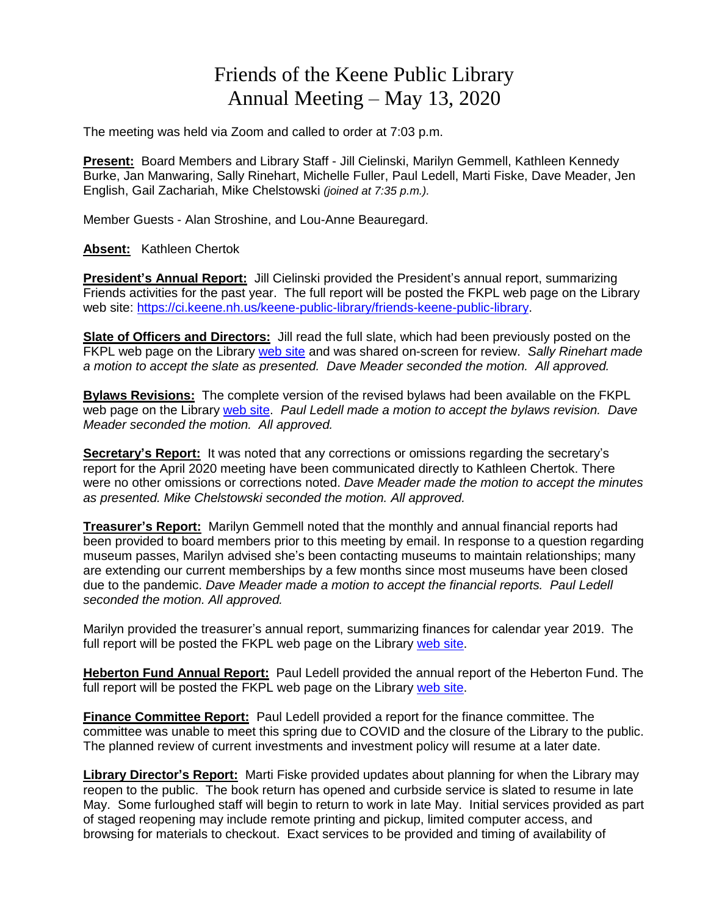# Friends of the Keene Public Library
# Annual Meeting – May 13, 2020

The meeting was held via Zoom and called to order at 7:03 p.m.

**Present:** Board Members and Library Staff - Jill Cielinski, Marilyn Gemmell, Kathleen Kennedy Burke, Jan Manwaring, Sally Rinehart, Michelle Fuller, Paul Ledell, Marti Fiske, Dave Meader, Jen English, Gail Zachariah, Mike Chelstowski *(joined at 7:35 p.m.).*

Member Guests - Alan Stroshine, and Lou-Anne Beauregard.

**Absent:** Kathleen Chertok

**President's Annual Report:** Jill Cielinski provided the President's annual report, summarizing Friends activities for the past year. The full report will be posted the FKPL web page on the Library web site: [https://ci.keene.nh.us/keene-public-library/friends-keene-public-library](https://ci.keene.nh.us/keene-public-library/friends-keene-public-library).

**Slate of Officers and Directors:** Jill read the full slate, which had been previously posted on the FKPL web page on the Library web site and was shared on-screen for review. *Sally Rinehart made a motion to accept the slate as presented. Dave Meader seconded the motion. All approved.*

**Bylaws Revisions:** The complete version of the revised bylaws had been available on the FKPL web page on the Library web site. *Paul Ledell made a motion to accept the bylaws revision. Dave Meader seconded the motion. All approved.*

**Secretary's Report:** It was noted that any corrections or omissions regarding the secretary's report for the April 2020 meeting have been communicated directly to Kathleen Chertok. There were no other omissions or corrections noted. *Dave Meader made the motion to accept the minutes as presented. Mike Chelstowski seconded the motion. All approved.*

**Treasurer's Report:** Marilyn Gemmell noted that the monthly and annual financial reports had been provided to board members prior to this meeting by email. In response to a question regarding museum passes, Marilyn advised she's been contacting museums to maintain relationships; many are extending our current memberships by a few months since most museums have been closed due to the pandemic. *Dave Meader made a motion to accept the financial reports. Paul Ledell seconded the motion. All approved.*

Marilyn provided the treasurer's annual report, summarizing finances for calendar year 2019. The full report will be posted the FKPL web page on the Library web site.

**Heberton Fund Annual Report:** Paul Ledell provided the annual report of the Heberton Fund. The full report will be posted the FKPL web page on the Library web site.

**Finance Committee Report:** Paul Ledell provided a report for the finance committee. The committee was unable to meet this spring due to COVID and the closure of the Library to the public. The planned review of current investments and investment policy will resume at a later date.

**Library Director's Report:** Marti Fiske provided updates about planning for when the Library may reopen to the public. The book return has opened and curbside service is slated to resume in late May. Some furloughed staff will begin to return to work in late May. Initial services provided as part of staged reopening may include remote printing and pickup, limited computer access, and browsing for materials to checkout. Exact services to be provided and timing of availability of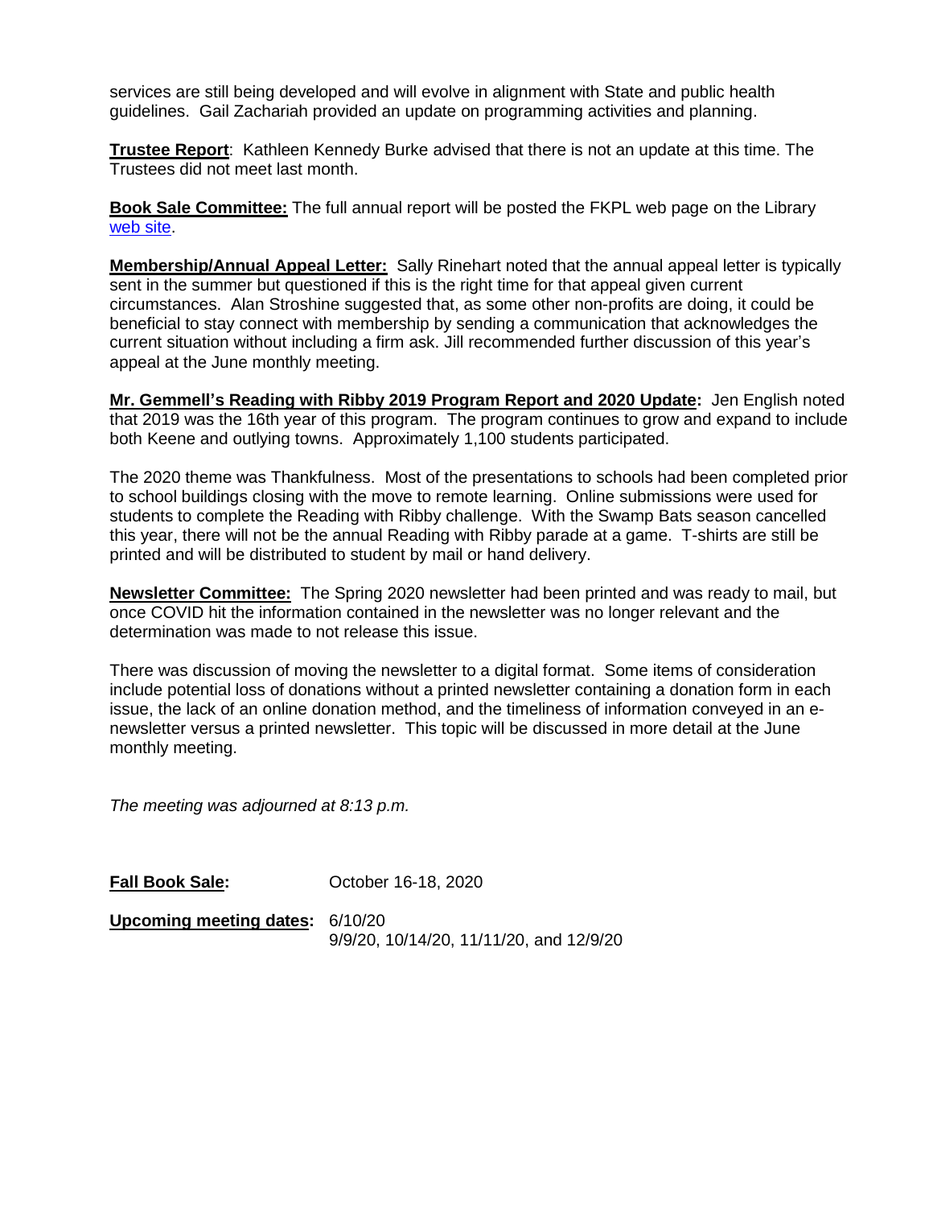services are still being developed and will evolve in alignment with State and public health guidelines. Gail Zachariah provided an update on programming activities and planning.

**Trustee Report**: Kathleen Kennedy Burke advised that there is not an update at this time. The Trustees did not meet last month.

**Book Sale Committee:** The full annual report will be posted the FKPL web page on the Library web site.

**Membership/Annual Appeal Letter:** Sally Rinehart noted that the annual appeal letter is typically sent in the summer but questioned if this is the right time for that appeal given current circumstances. Alan Stroshine suggested that, as some other non-profits are doing, it could be beneficial to stay connect with membership by sending a communication that acknowledges the current situation without including a firm ask. Jill recommended further discussion of this year's appeal at the June monthly meeting.

**Mr. Gemmell's Reading with Ribby 2019 Program Report and 2020 Update:** Jen English noted that 2019 was the 16th year of this program. The program continues to grow and expand to include both Keene and outlying towns. Approximately 1,100 students participated.

The 2020 theme was Thankfulness. Most of the presentations to schools had been completed prior to school buildings closing with the move to remote learning. Online submissions were used for students to complete the Reading with Ribby challenge. With the Swamp Bats season cancelled this year, there will not be the annual Reading with Ribby parade at a game. T-shirts are still be printed and will be distributed to student by mail or hand delivery.

**Newsletter Committee:** The Spring 2020 newsletter had been printed and was ready to mail, but once COVID hit the information contained in the newsletter was no longer relevant and the determination was made to not release this issue.

There was discussion of moving the newsletter to a digital format. Some items of consideration include potential loss of donations without a printed newsletter containing a donation form in each issue, the lack of an online donation method, and the timeliness of information conveyed in an e-newsletter versus a printed newsletter. This topic will be discussed in more detail at the June monthly meeting.

*The meeting was adjourned at 8:13 p.m.*

**Fall Book Sale:** October 16-18, 2020

**Upcoming meeting dates:** 6/10/20
9/9/20, 10/14/20, 11/11/20, and 12/9/20